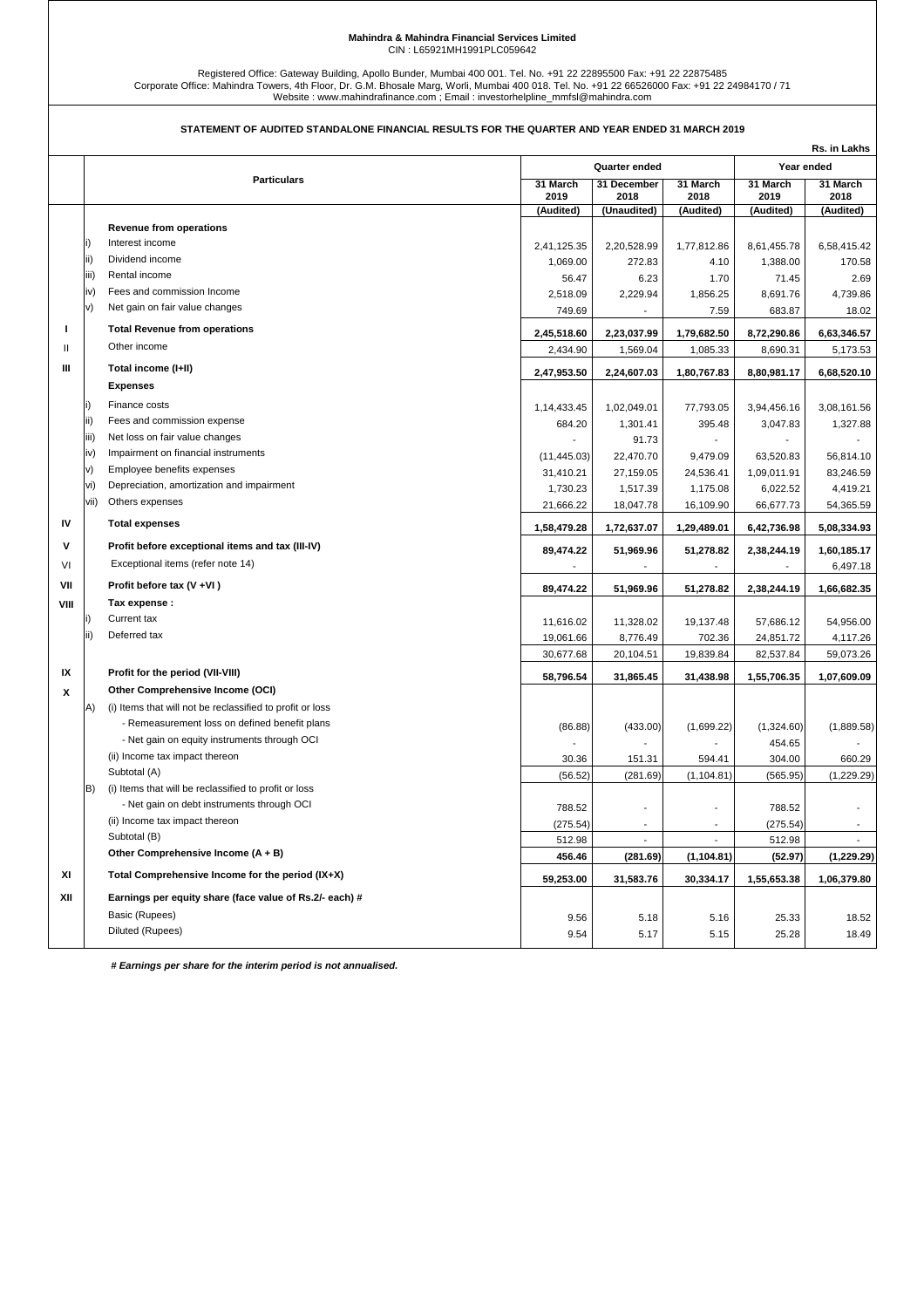**Mahindra & Mahindra Financial Services Limited**
CIN : L65921MH1991PLC059642

Registered Office: Gateway Building, Apollo Bunder, Mumbai 400 001. Tel. No. +91 22 22895500 Fax: +91 22 22875485
Corporate Office: Mahindra Towers, 4th Floor, Dr. G.M. Bhosale Marg, Worli, Mumbai 400 018. Tel. No. +91 22 66526000 Fax: +91 22 24984170 / 71
Website : www.mahindrafinance.com ; Email : investorhelpline_mmfsl@mahindra.com

**STATEMENT OF AUDITED STANDALONE FINANCIAL RESULTS FOR THE QUARTER AND YEAR ENDED 31 MARCH 2019**

Rs. in Lakhs

| | | Particulars | Quarter ended | | | Year ended | |
|---|---|---|---|---|---|---|---|
| | | | 31 March 2019 | 31 December 2018 | 31 March 2018 | 31 March 2019 | 31 March 2018 |
| | | | (Audited) | (Unaudited) | (Audited) | (Audited) | (Audited) |
| | | **Revenue from operations** | | | | | |
| | i) | Interest income | 2,41,125.35 | 2,20,528.99 | 1,77,812.86 | 8,61,455.78 | 6,58,415.42 |
| | ii) | Dividend income | 1,069.00 | 272.83 | 4.10 | 1,388.00 | 170.58 |
| | iii) | Rental income | 56.47 | 6.23 | 1.70 | 71.45 | 2.69 |
| | iv) | Fees and commission Income | 2,518.09 | 2,229.94 | 1,856.25 | 8,691.76 | 4,739.86 |
| | v) | Net gain on fair value changes | 749.69 | - | 7.59 | 683.87 | 18.02 |
| **I** | | **Total Revenue from operations** | **2,45,518.60** | **2,23,037.99** | **1,79,682.50** | **8,72,290.86** | **6,63,346.57** |
| II | | Other income | 2,434.90 | 1,569.04 | 1,085.33 | 8,690.31 | 5,173.53 |
| **III** | | **Total income (I+II)** | **2,47,953.50** | **2,24,607.03** | **1,80,767.83** | **8,80,981.17** | **6,68,520.10** |
| | | **Expenses** | | | | | |
| | i) | Finance costs | 1,14,433.45 | 1,02,049.01 | 77,793.05 | 3,94,456.16 | 3,08,161.56 |
| | ii) | Fees and commission expense | 684.20 | 1,301.41 | 395.48 | 3,047.83 | 1,327.88 |
| | iii) | Net loss on fair value changes | - | 91.73 | - | - | - |
| | iv) | Impairment on financial instruments | (11,445.03) | 22,470.70 | 9,479.09 | 63,520.83 | 56,814.10 |
| | v) | Employee benefits expenses | 31,410.21 | 27,159.05 | 24,536.41 | 1,09,011.91 | 83,246.59 |
| | vi) | Depreciation, amortization and impairment | 1,730.23 | 1,517.39 | 1,175.08 | 6,022.52 | 4,419.21 |
| | vii) | Others expenses | 21,666.22 | 18,047.78 | 16,109.90 | 66,677.73 | 54,365.59 |
| **IV** | | **Total expenses** | **1,58,479.28** | **1,72,637.07** | **1,29,489.01** | **6,42,736.98** | **5,08,334.93** |
| **V** | | **Profit before exceptional items and tax (III-IV)** | **89,474.22** | **51,969.96** | **51,278.82** | **2,38,244.19** | **1,60,185.17** |
| VI | | Exceptional items (refer note 14) | - | - | - | - | 6,497.18 |
| **VII** | | **Profit before tax (V +VI )** | **89,474.22** | **51,969.96** | **51,278.82** | **2,38,244.19** | **1,66,682.35** |
| **VIII** | | **Tax expense :** | | | | | |
| | i) | Current tax | 11,616.02 | 11,328.02 | 19,137.48 | 57,686.12 | 54,956.00 |
| | ii) | Deferred tax | 19,061.66 | 8,776.49 | 702.36 | 24,851.72 | 4,117.26 |
| | | | 30,677.68 | 20,104.51 | 19,839.84 | 82,537.84 | 59,073.26 |
| **IX** | | **Profit for the period (VII-VIII)** | **58,796.54** | **31,865.45** | **31,438.98** | **1,55,706.35** | **1,07,609.09** |
| **X** | | **Other Comprehensive Income (OCI)** | | | | | |
| | A) | (i) Items that will not be reclassified to profit or loss | | | | | |
| | | - Remeasurement loss on defined benefit plans | (86.88) | (433.00) | (1,699.22) | (1,324.60) | (1,889.58) |
| | | - Net gain on equity instruments through OCI | - | - | - | 454.65 | - |
| | | (ii) Income tax impact thereon | 30.36 | 151.31 | 594.41 | 304.00 | 660.29 |
| | | Subtotal (A) | (56.52) | (281.69) | (1,104.81) | (565.95) | (1,229.29) |
| | B) | (i) Items that will be reclassified to profit or loss | | | | | |
| | | - Net gain on debt instruments through OCI | 788.52 | - | - | 788.52 | - |
| | | (ii) Income tax impact thereon | (275.54) | - | - | (275.54) | - |
| | | Subtotal (B) | 512.98 | - | - | 512.98 | - |
| | | **Other Comprehensive Income (A + B)** | **456.46** | **(281.69)** | **(1,104.81)** | **(52.97)** | **(1,229.29)** |
| **XI** | | **Total Comprehensive Income for the period (IX+X)** | **59,253.00** | **31,583.76** | **30,334.17** | **1,55,653.38** | **1,06,379.80** |
| **XII** | | **Earnings per equity share (face value of Rs.2/- each) #** | | | | | |
| | | Basic (Rupees) | 9.56 | 5.18 | 5.16 | 25.33 | 18.52 |
| | | Diluted (Rupees) | 9.54 | 5.17 | 5.15 | 25.28 | 18.49 |

***# Earnings per share for the interim period is not annualised.***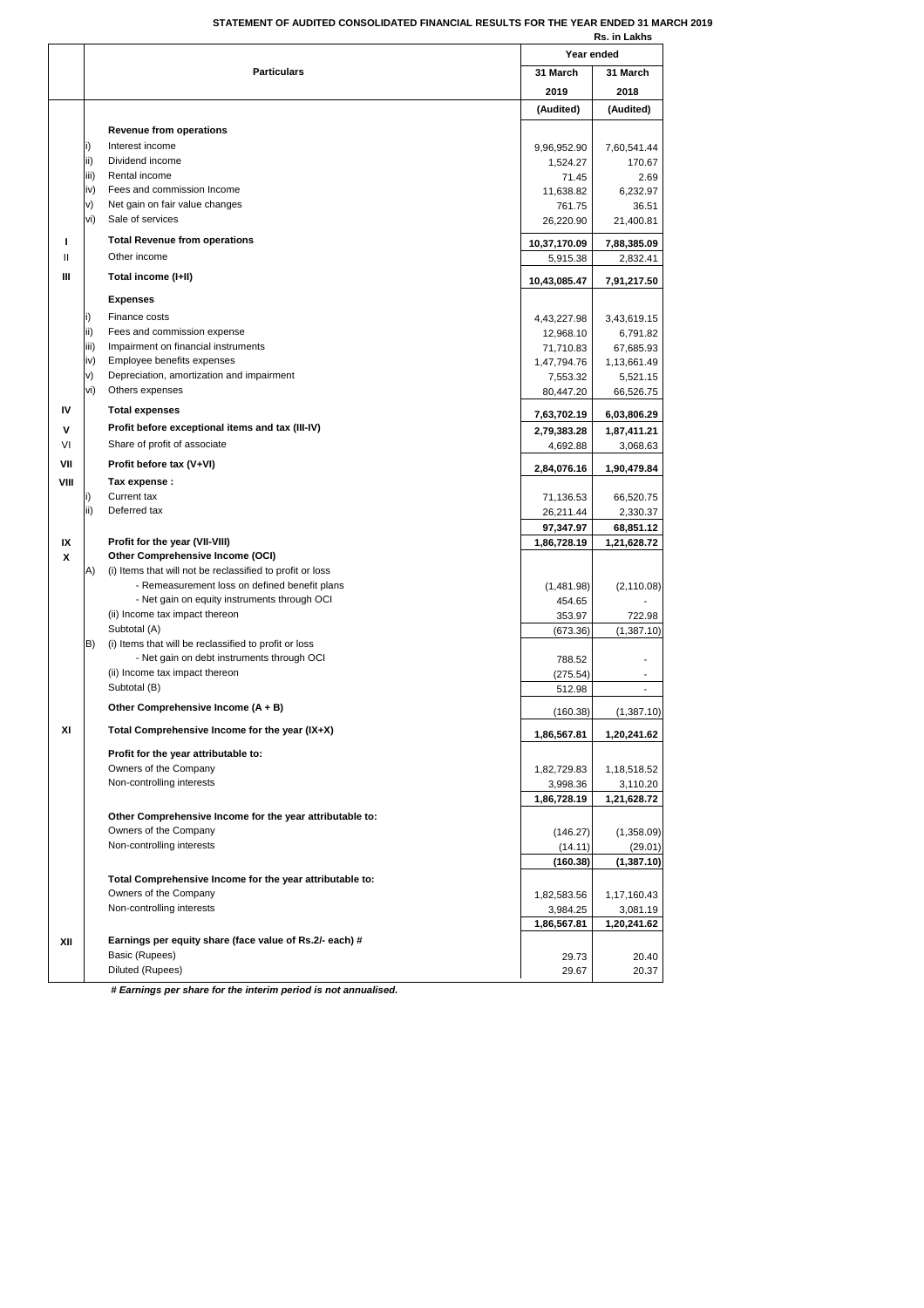# STATEMENT OF AUDITED CONSOLIDATED FINANCIAL RESULTS FOR THE YEAR ENDED 31 MARCH 2019

Rs. in Lakhs

| | | Particulars | Year ended | |
|---|---|---|---|---|
| | | | 31 March 2019 | 31 March 2018 |
| | | | (Audited) | (Audited) |
| | | **Revenue from operations** | | |
| | i) | Interest income | 9,96,952.90 | 7,60,541.44 |
| | ii) | Dividend income | 1,524.27 | 170.67 |
| | iii) | Rental income | 71.45 | 2.69 |
| | iv) | Fees and commission Income | 11,638.82 | 6,232.97 |
| | v) | Net gain on fair value changes | 761.75 | 36.51 |
| | vi) | Sale of services | 26,220.90 | 21,400.81 |
| **I** | | **Total Revenue from operations** | **10,37,170.09** | **7,88,385.09** |
| II | | Other income | 5,915.38 | 2,832.41 |
| **III** | | **Total income (I+II)** | **10,43,085.47** | **7,91,217.50** |
| | | **Expenses** | | |
| | i) | Finance costs | 4,43,227.98 | 3,43,619.15 |
| | ii) | Fees and commission expense | 12,968.10 | 6,791.82 |
| | iii) | Impairment on financial instruments | 71,710.83 | 67,685.93 |
| | iv) | Employee benefits expenses | 1,47,794.76 | 1,13,661.49 |
| | v) | Depreciation, amortization and impairment | 7,553.32 | 5,521.15 |
| | vi) | Others expenses | 80,447.20 | 66,526.75 |
| **IV** | | **Total expenses** | **7,63,702.19** | **6,03,806.29** |
| **V** | | **Profit before exceptional items and tax (III-IV)** | **2,79,383.28** | **1,87,411.21** |
| VI | | Share of profit of associate | 4,692.88 | 3,068.63 |
| **VII** | | **Profit before tax (V+VI)** | **2,84,076.16** | **1,90,479.84** |
| **VIII** | | **Tax expense :** | | |
| | i) | Current tax | 71,136.53 | 66,520.75 |
| | ii) | Deferred tax | 26,211.44 | 2,330.37 |
| | | | **97,347.97** | **68,851.12** |
| **IX** | | **Profit for the year (VII-VIII)** | **1,86,728.19** | **1,21,628.72** |
| **X** | | **Other Comprehensive Income (OCI)** | | |
| | A) | (i) Items that will not be reclassified to profit or loss | | |
| | | - Remeasurement loss on defined benefit plans | (1,481.98) | (2,110.08) |
| | | - Net gain on equity instruments through OCI | 454.65 | - |
| | | (ii) Income tax impact thereon | 353.97 | 722.98 |
| | | Subtotal (A) | (673.36) | (1,387.10) |
| | B) | (i) Items that will be reclassified to profit or loss | | |
| | | - Net gain on debt instruments through OCI | 788.52 | - |
| | | (ii) Income tax impact thereon | (275.54) | - |
| | | Subtotal (B) | 512.98 | - |
| | | **Other Comprehensive Income (A + B)** | (160.38) | (1,387.10) |
| **XI** | | **Total Comprehensive Income for the year (IX+X)** | **1,86,567.81** | **1,20,241.62** |
| | | **Profit for the year attributable to:** | | |
| | | Owners of the Company | 1,82,729.83 | 1,18,518.52 |
| | | Non-controlling interests | 3,998.36 | 3,110.20 |
| | | | **1,86,728.19** | **1,21,628.72** |
| | | **Other Comprehensive Income for the year attributable to:** | | |
| | | Owners of the Company | (146.27) | (1,358.09) |
| | | Non-controlling interests | (14.11) | (29.01) |
| | | | **(160.38)** | **(1,387.10)** |
| | | **Total Comprehensive Income for the year attributable to:** | | |
| | | Owners of the Company | 1,82,583.56 | 1,17,160.43 |
| | | Non-controlling interests | 3,984.25 | 3,081.19 |
| | | | **1,86,567.81** | **1,20,241.62** |
| **XII** | | **Earnings per equity share (face value of Rs.2/- each) #** | | |
| | | Basic (Rupees) | 29.73 | 20.40 |
| | | Diluted (Rupees) | 29.67 | 20.37 |

***# Earnings per share for the interim period is not annualised.***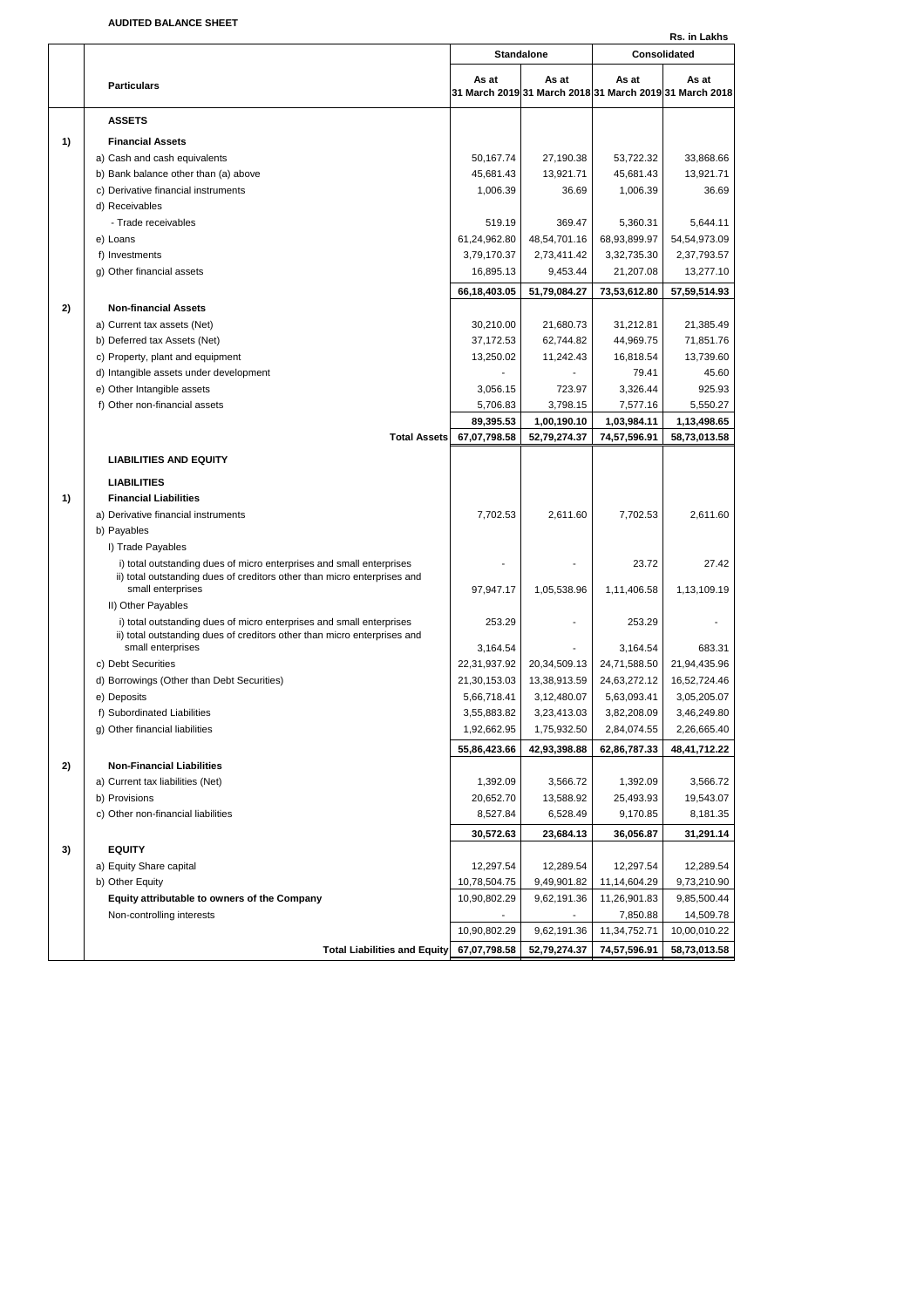**AUDITED BALANCE SHEET**

Rs. in Lakhs

| | Particulars | Standalone | | Consolidated | |
|---|---|---|---|---|---|
| | | As at 31 March 2019 | As at 31 March 2018 | As at 31 March 2019 | As at 31 March 2018 |
| | **ASSETS** | | | | |
| **1)** | **Financial Assets** | | | | |
| | a) Cash and cash equivalents | 50,167.74 | 27,190.38 | 53,722.32 | 33,868.66 |
| | b) Bank balance other than (a) above | 45,681.43 | 13,921.71 | 45,681.43 | 13,921.71 |
| | c) Derivative financial instruments | 1,006.39 | 36.69 | 1,006.39 | 36.69 |
| | d) Receivables | | | | |
| | - Trade receivables | 519.19 | 369.47 | 5,360.31 | 5,644.11 |
| | e) Loans | 61,24,962.80 | 48,54,701.16 | 68,93,899.97 | 54,54,973.09 |
| | f) Investments | 3,79,170.37 | 2,73,411.42 | 3,32,735.30 | 2,37,793.57 |
| | g) Other financial assets | 16,895.13 | 9,453.44 | 21,207.08 | 13,277.10 |
| | | **66,18,403.05** | **51,79,084.27** | **73,53,612.80** | **57,59,514.93** |
| **2)** | **Non-financial Assets** | | | | |
| | a) Current tax assets (Net) | 30,210.00 | 21,680.73 | 31,212.81 | 21,385.49 |
| | b) Deferred tax Assets (Net) | 37,172.53 | 62,744.82 | 44,969.75 | 71,851.76 |
| | c) Property, plant and equipment | 13,250.02 | 11,242.43 | 16,818.54 | 13,739.60 |
| | d) Intangible assets under development | - | - | 79.41 | 45.60 |
| | e) Other Intangible assets | 3,056.15 | 723.97 | 3,326.44 | 925.93 |
| | f) Other non-financial assets | 5,706.83 | 3,798.15 | 7,577.16 | 5,550.27 |
| | | **89,395.53** | **1,00,190.10** | **1,03,984.11** | **1,13,498.65** |
| | **Total Assets** | **67,07,798.58** | **52,79,274.37** | **74,57,596.91** | **58,73,013.58** |
| | **LIABILITIES AND EQUITY** | | | | |
| | **LIABILITIES** | | | | |
| **1)** | **Financial Liabilities** | | | | |
| | a) Derivative financial instruments | 7,702.53 | 2,611.60 | 7,702.53 | 2,611.60 |
| | b) Payables | | | | |
| | I) Trade Payables | | | | |
| | i) total outstanding dues of micro enterprises and small enterprises | - | - | 23.72 | 27.42 |
| | ii) total outstanding dues of creditors other than micro enterprises and small enterprises | 97,947.17 | 1,05,538.96 | 1,11,406.58 | 1,13,109.19 |
| | II) Other Payables | | | | |
| | i) total outstanding dues of micro enterprises and small enterprises | 253.29 | - | 253.29 | - |
| | ii) total outstanding dues of creditors other than micro enterprises and small enterprises | 3,164.54 | - | 3,164.54 | 683.31 |
| | c) Debt Securities | 22,31,937.92 | 20,34,509.13 | 24,71,588.50 | 21,94,435.96 |
| | d) Borrowings (Other than Debt Securities) | 21,30,153.03 | 13,38,913.59 | 24,63,272.12 | 16,52,724.46 |
| | e) Deposits | 5,66,718.41 | 3,12,480.07 | 5,63,093.41 | 3,05,205.07 |
| | f) Subordinated Liabilities | 3,55,883.82 | 3,23,413.03 | 3,82,208.09 | 3,46,249.80 |
| | g) Other financial liabilities | 1,92,662.95 | 1,75,932.50 | 2,84,074.55 | 2,26,665.40 |
| | | **55,86,423.66** | **42,93,398.88** | **62,86,787.33** | **48,41,712.22** |
| **2)** | **Non-Financial Liabilities** | | | | |
| | a) Current tax liabilities (Net) | 1,392.09 | 3,566.72 | 1,392.09 | 3,566.72 |
| | b) Provisions | 20,652.70 | 13,588.92 | 25,493.93 | 19,543.07 |
| | c) Other non-financial liabilities | 8,527.84 | 6,528.49 | 9,170.85 | 8,181.35 |
| | | **30,572.63** | **23,684.13** | **36,056.87** | **31,291.14** |
| **3)** | **EQUITY** | | | | |
| | a) Equity Share capital | 12,297.54 | 12,289.54 | 12,297.54 | 12,289.54 |
| | b) Other Equity | 10,78,504.75 | 9,49,901.82 | 11,14,604.29 | 9,73,210.90 |
| | **Equity attributable to owners of the Company** | 10,90,802.29 | 9,62,191.36 | 11,26,901.83 | 9,85,500.44 |
| | Non-controlling interests | - | - | 7,850.88 | 14,509.78 |
| | | 10,90,802.29 | 9,62,191.36 | 11,34,752.71 | 10,00,010.22 |
| | **Total Liabilities and Equity** | **67,07,798.58** | **52,79,274.37** | **74,57,596.91** | **58,73,013.58** |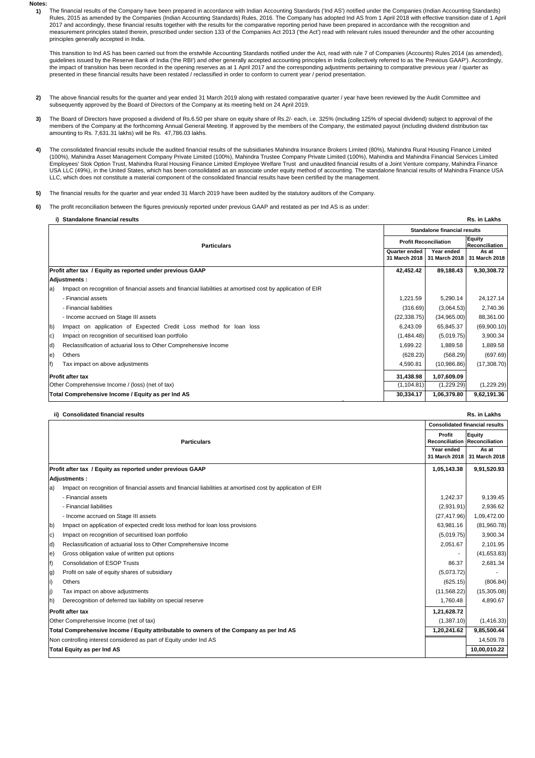**Notes:**

1) The financial results of the Company have been prepared in accordance with Indian Accounting Standards ('Ind AS') notified under the Companies (Indian Accounting Standards) Rules, 2015 as amended by the Companies (Indian Accounting Standards) Rules, 2016. The Company has adopted Ind AS from 1 April 2018 with effective transition date of 1 April 2017 and accordingly, these financial results together with the results for the comparative reporting period have been prepared in accordance with the recognition and measurement principles stated therein, prescribed under section 133 of the Companies Act 2013 ('the Act') read with relevant rules issued thereunder and the other accounting principles generally accepted in India.

   This transition to Ind AS has been carried out from the erstwhile Accounting Standards notified under the Act, read with rule 7 of Companies (Accounts) Rules 2014 (as amended), guidelines issued by the Reserve Bank of India ('the RBI') and other generally accepted accounting principles in India (collectively referred to as 'the Previous GAAP'). Accordingly, the impact of transition has been recorded in the opening reserves as at 1 April 2017 and the corresponding adjustments pertaining to comparative previous year / quarter as presented in these financial results have been restated / reclassified in order to conform to current year / period presentation.

2) The above financial results for the quarter and year ended 31 March 2019 along with restated comparative quarter / year have been reviewed by the Audit Committee and subsequently approved by the Board of Directors of the Company at its meeting held on 24 April 2019.

3) The Board of Directors have proposed a dividend of Rs.6.50 per share on equity share of Rs.2/- each, i.e. 325% (including 125% of special dividend) subject to approval of the members of the Company at the forthcoming Annual General Meeting. If approved by the members of the Company, the estimated payout (including dividend distribution tax amounting to Rs. 7,631.31 lakhs) will be Rs. 47,786.03 lakhs.

4) The consolidated financial results include the audited financial results of the subsidiaries Mahindra Insurance Brokers Limited (80%), Mahindra Rural Housing Finance Limited (100%), Mahindra Asset Management Company Private Limited (100%), Mahindra Trustee Company Private Limited (100%), Mahindra and Mahindra Financial Services Limited Employees' Stok Option Trust, Mahindra Rural Housing Finance Limited Employee Welfare Trust and unaudited financial results of a Joint Venture company, Mahindra Finance USA LLC (49%), in the United States, which has been consolidated as an associate under equity method of accounting. The standalone financial results of Mahindra Finance USA LLC, which does not constitute a material component of the consolidated financial results have been certified by the management.

5) The financial results for the quarter and year ended 31 March 2019 have been audited by the statutory auditors of the Company.

6) The profit reconciliation between the figures previously reported under previous GAAP and restated as per Ind AS is as under:

**i) Standalone financial results** — Rs. in Lakhs

| Particulars | Standalone financial results | | |
|---|---|---|---|
| | Profit Reconciliation | | Equity Reconciliation |
| | Quarter ended 31 March 2018 | Year ended 31 March 2018 | As at 31 March 2018 |
| **Profit after tax / Equity as reported under previous GAAP** | **42,452.42** | **89,188.43** | **9,30,308.72** |
| **Adjustments :** | | | |
| a) Impact on recognition of financial assets and financial liabilities at amortised cost by application of EIR | | | |
| - Financial assets | 1,221.59 | 5,290.14 | 24,127.14 |
| - Financial liabilities | (316.69) | (3,064.53) | 2,740.36 |
| - Income accrued on Stage III assets | (22,338.75) | (34,965.00) | 88,361.00 |
| b) Impact on application of Expected Credit Loss method for loan loss | 6,243.09 | 65,845.37 | (69,900.10) |
| c) Impact on recognition of securitised loan portfolio | (1,484.48) | (5,019.75) | 3,900.34 |
| d) Reclassification of actuarial loss to Other Comprehensive Income | 1,699.22 | 1,889.58 | 1,889.58 |
| e) Others | (628.23) | (568.29) | (697.69) |
| f) Tax impact on above adjustments | 4,590.81 | (10,986.86) | (17,308.70) |
| **Profit after tax** | **31,438.98** | **1,07,609.09** | |
| Other Comprehensive Income / (loss) (net of tax) | (1,104.81) | (1,229.29) | (1,229.29) |
| **Total Comprehensive Income / Equity as per Ind AS** | **30,334.17** | **1,06,379.80** | **9,62,191.36** |

**ii) Consolidated financial results** — Rs. in Lakhs

| Particulars | Consolidated financial results | |
|---|---|---|
| | Profit Reconciliation | Equity Reconciliation |
| | Year ended 31 March 2018 | As at 31 March 2018 |
| **Profit after tax / Equity as reported under previous GAAP** | **1,05,143.38** | **9,91,520.93** |
| **Adjustments :** | | |
| a) Impact on recognition of financial assets and financial liabilities at amortised cost by application of EIR | | |
| - Financial assets | 1,242.37 | 9,139.45 |
| - Financial liabilities | (2,931.91) | 2,936.62 |
| - Income accrued on Stage III assets | (27,417.96) | 1,09,472.00 |
| b) Impact on application of expected credit loss method for loan loss provisions | 63,981.16 | (81,960.78) |
| c) Impact on recognition of securitised loan portfolio | (5,019.75) | 3,900.34 |
| d) Reclassification of actuarial loss to Other Comprehensive Income | 2,051.67 | 2,101.95 |
| e) Gross obligation value of written put options | - | (41,653.83) |
| f) Consolidation of ESOP Trusts | 86.37 | 2,681.34 |
| g) Profit on sale of equity shares of subsidiary | (5,073.72) | - |
| i) Others | (625.15) | (806.84) |
| j) Tax impact on above adjustments | (11,568.22) | (15,305.08) |
| h) Derecognition of deferred tax liability on special reserve | 1,760.48 | 4,890.67 |
| **Profit after tax** | **1,21,628.72** | |
| Other Comprehensive Income (net of tax) | (1,387.10) | (1,416.33) |
| **Total Comprehensive Income / Equity attributable to owners of the Company as per Ind AS** | **1,20,241.62** | **9,85,500.44** |
| Non controlling interest considered as part of Equity under Ind AS | | 14,509.78 |
| **Total Equity as per Ind AS** | | **10,00,010.22** |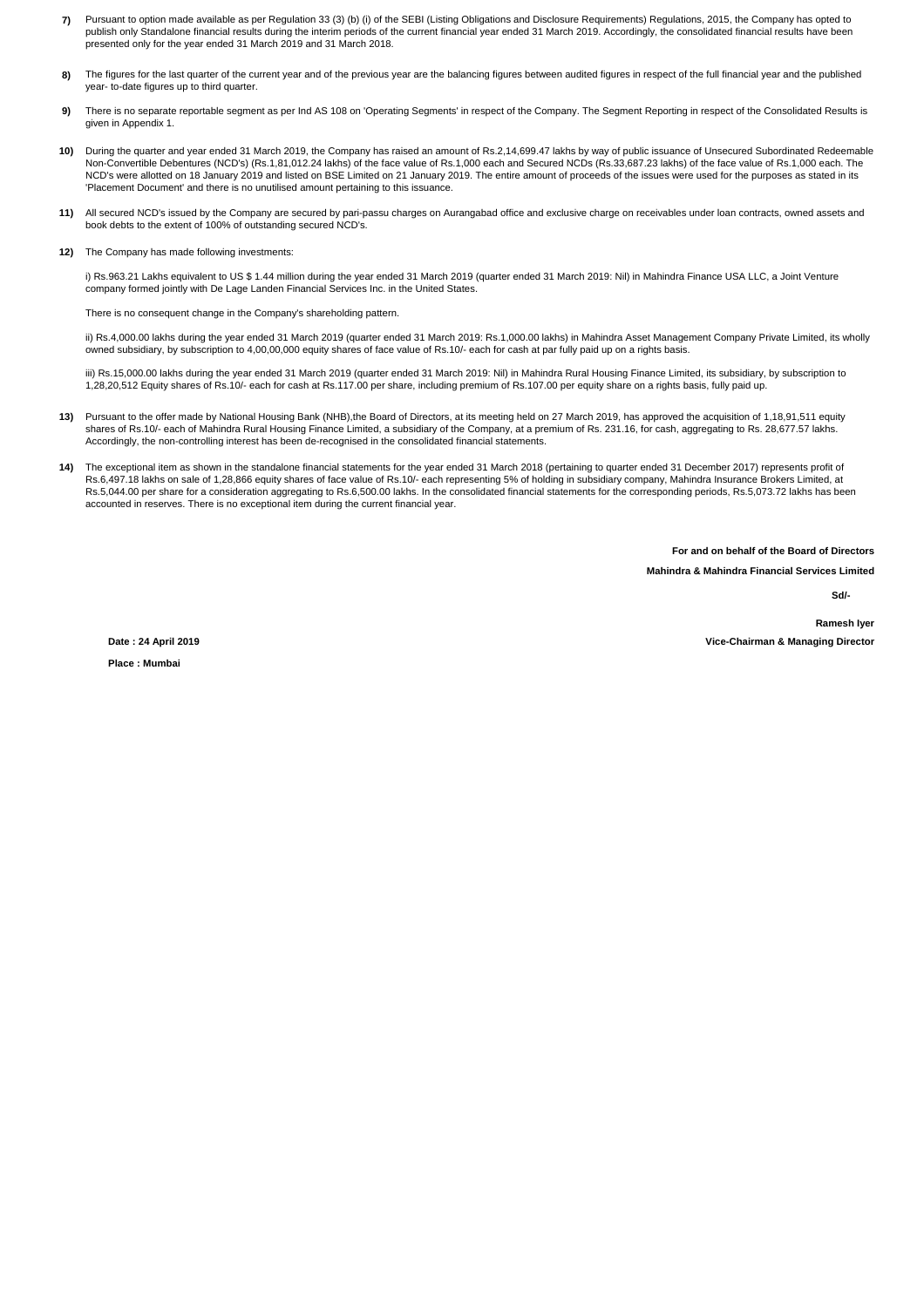7) Pursuant to option made available as per Regulation 33 (3) (b) (i) of the SEBI (Listing Obligations and Disclosure Requirements) Regulations, 2015, the Company has opted to publish only Standalone financial results during the interim periods of the current financial year ended 31 March 2019. Accordingly, the consolidated financial results have been presented only for the year ended 31 March 2019 and 31 March 2018.

8) The figures for the last quarter of the current year and of the previous year are the balancing figures between audited figures in respect of the full financial year and the published year- to-date figures up to third quarter.

9) There is no separate reportable segment as per Ind AS 108 on 'Operating Segments' in respect of the Company. The Segment Reporting in respect of the Consolidated Results is given in Appendix 1.

10) During the quarter and year ended 31 March 2019, the Company has raised an amount of Rs.2,14,699.47 lakhs by way of public issuance of Unsecured Subordinated Redeemable Non-Convertible Debentures (NCD's) (Rs.1,81,012.24 lakhs) of the face value of Rs.1,000 each and Secured NCDs (Rs.33,687.23 lakhs) of the face value of Rs.1,000 each. The NCD's were allotted on 18 January 2019 and listed on BSE Limited on 21 January 2019. The entire amount of proceeds of the issues were used for the purposes as stated in its 'Placement Document' and there is no unutilised amount pertaining to this issuance.

11) All secured NCD's issued by the Company are secured by pari-passu charges on Aurangabad office and exclusive charge on receivables under loan contracts, owned assets and book debts to the extent of 100% of outstanding secured NCD's.

12) The Company has made following investments:

i) Rs.963.21 Lakhs equivalent to US $ 1.44 million during the year ended 31 March 2019 (quarter ended 31 March 2019: Nil) in Mahindra Finance USA LLC, a Joint Venture company formed jointly with De Lage Landen Financial Services Inc. in the United States.

There is no consequent change in the Company's shareholding pattern.

ii) Rs.4,000.00 lakhs during the year ended 31 March 2019 (quarter ended 31 March 2019: Rs.1,000.00 lakhs) in Mahindra Asset Management Company Private Limited, its wholly owned subsidiary, by subscription to 4,00,00,000 equity shares of face value of Rs.10/- each for cash at par fully paid up on a rights basis.

iii) Rs.15,000.00 lakhs during the year ended 31 March 2019 (quarter ended 31 March 2019: Nil) in Mahindra Rural Housing Finance Limited, its subsidiary, by subscription to 1,28,20,512 Equity shares of Rs.10/- each for cash at Rs.117.00 per share, including premium of Rs.107.00 per equity share on a rights basis, fully paid up.

13) Pursuant to the offer made by National Housing Bank (NHB),the Board of Directors, at its meeting held on 27 March 2019, has approved the acquisition of 1,18,91,511 equity shares of Rs.10/- each of Mahindra Rural Housing Finance Limited, a subsidiary of the Company, at a premium of Rs. 231.16, for cash, aggregating to Rs. 28,677.57 lakhs. Accordingly, the non-controlling interest has been de-recognised in the consolidated financial statements.

14) The exceptional item as shown in the standalone financial statements for the year ended 31 March 2018 (pertaining to quarter ended 31 December 2017) represents profit of Rs.6,497.18 lakhs on sale of 1,28,866 equity shares of face value of Rs.10/- each representing 5% of holding in subsidiary company, Mahindra Insurance Brokers Limited, at Rs.5,044.00 per share for a consideration aggregating to Rs.6,500.00 lakhs. In the consolidated financial statements for the corresponding periods, Rs.5,073.72 lakhs has been accounted in reserves. There is no exceptional item during the current financial year.

**For and on behalf of the Board of Directors**

**Mahindra & Mahindra Financial Services Limited**

**Sd/-**

**Ramesh Iyer**

**Vice-Chairman & Managing Director**

**Date : 24 April 2019**

**Place : Mumbai**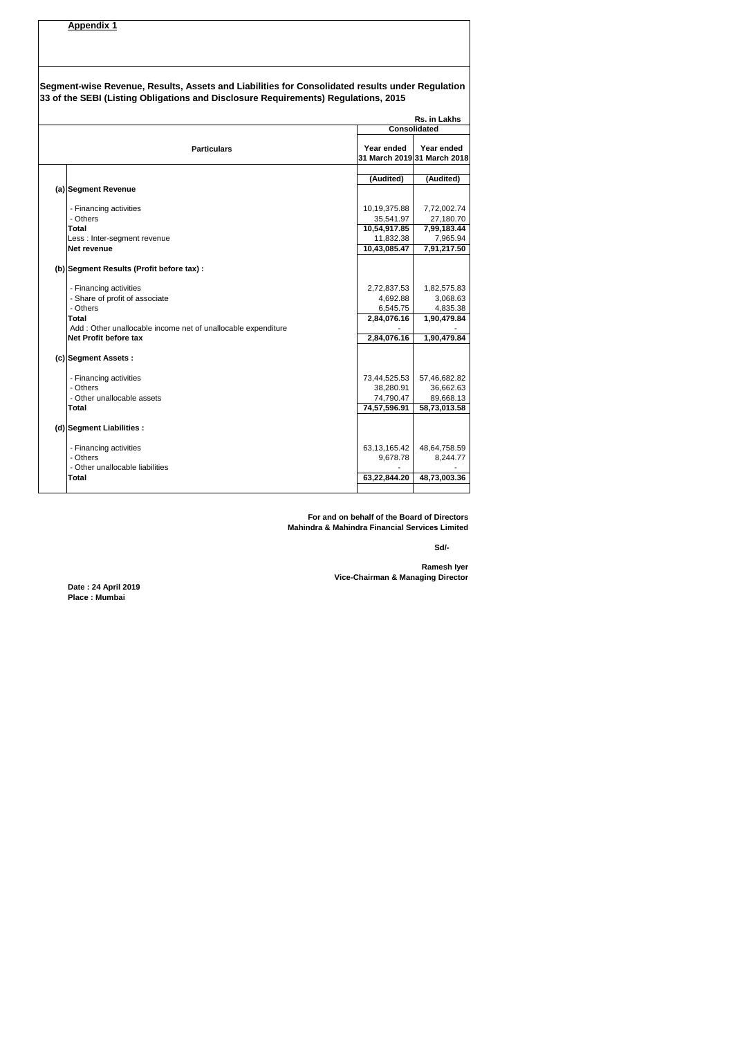**Appendix 1**

**Segment-wise Revenue, Results, Assets and Liabilities for Consolidated results under Regulation 33 of the SEBI (Listing Obligations and Disclosure Requirements) Regulations, 2015**

**Rs. in Lakhs**

| | **Particulars** | **Consolidated** | |
|---|---|---|---|
| | | **Year ended 31 March 2019** | **Year ended 31 March 2018** |
| | | **(Audited)** | **(Audited)** |
| **(a)** | **Segment Revenue** | | |
| | - Financing activities | 10,19,375.88 | 7,72,002.74 |
| | - Others | 35,541.97 | 27,180.70 |
| | **Total** | **10,54,917.85** | **7,99,183.44** |
| | Less : Inter-segment revenue | 11,832.38 | 7,965.94 |
| | **Net revenue** | **10,43,085.47** | **7,91,217.50** |
| **(b)** | **Segment Results (Profit before tax) :** | | |
| | - Financing activities | 2,72,837.53 | 1,82,575.83 |
| | - Share of profit of associate | 4,692.88 | 3,068.63 |
| | - Others | 6,545.75 | 4,835.38 |
| | **Total** | **2,84,076.16** | **1,90,479.84** |
| | Add : Other unallocable income net of unallocable expenditure | - | - |
| | **Net Profit before tax** | **2,84,076.16** | **1,90,479.84** |
| **(c)** | **Segment Assets :** | | |
| | - Financing activities | 73,44,525.53 | 57,46,682.82 |
| | - Others | 38,280.91 | 36,662.63 |
| | - Other unallocable assets | 74,790.47 | 89,668.13 |
| | **Total** | **74,57,596.91** | **58,73,013.58** |
| **(d)** | **Segment Liabilities :** | | |
| | - Financing activities | 63,13,165.42 | 48,64,758.59 |
| | - Others | 9,678.78 | 8,244.77 |
| | - Other unallocable liabilities | - | - |
| | **Total** | **63,22,844.20** | **48,73,003.36** |

**For and on behalf of the Board of Directors**
**Mahindra & Mahindra Financial Services Limited**

**Sd/-**

**Ramesh Iyer**
**Vice-Chairman & Managing Director**

**Date : 24 April 2019**
**Place : Mumbai**